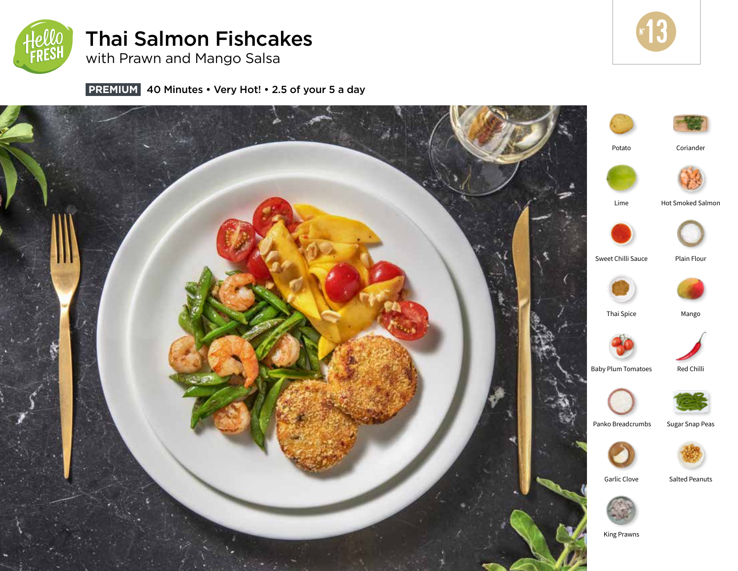# Thai Salmon Fishcakes

## with Prawn and Mango Salsa

N° 13

**PREMIUM** 40 Minutes • Very Hot! • 2.5 of your 5 a day

- Potato
- Coriander
- Lime
- Hot Smoked Salmon
- Sweet Chilli Sauce
- Plain Flour
- Thai Spice
- Mango
- Baby Plum Tomatoes
- Red Chilli
- Panko Breadcrumbs
- Sugar Snap Peas
- Garlic Clove
- Salted Peanuts
- King Prawns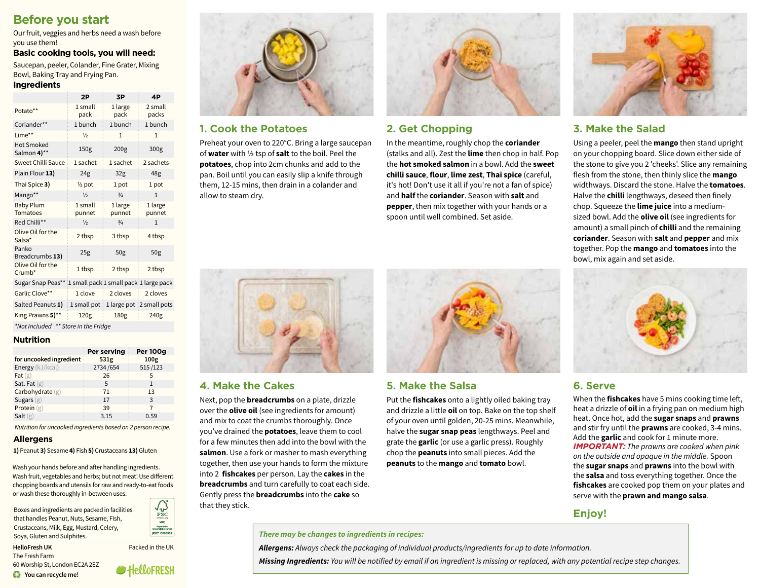## Before you start

Our fruit, veggies and herbs need a wash before you use them!

### Basic cooking tools, you will need:

Saucepan, peeler, Colander, Fine Grater, Mixing Bowl, Baking Tray and Frying Pan.

### Ingredients

| | 2P | 3P | 4P |
|---|---|---|---|
| Potato** | 1 small pack | 1 large pack | 2 small packs |
| Coriander** | 1 bunch | 1 bunch | 1 bunch |
| Lime** | ½ | 1 | 1 |
| Hot Smoked Salmon **4)**** | 150g | 200g | 300g |
| Sweet Chilli Sauce | 1 sachet | 1 sachet | 2 sachets |
| Plain Flour **13)** | 24g | 32g | 48g |
| Thai Spice **3)** | ½ pot | 1 pot | 1 pot |
| Mango** | ½ | ¾ | 1 |
| Baby Plum Tomatoes | 1 small punnet | 1 large punnet | 1 large punnet |
| Red Chilli** | ½ | ¾ | 1 |
| Olive Oil for the Salsa* | 2 tbsp | 3 tbsp | 4 tbsp |
| Panko Breadcrumbs **13)** | 25g | 50g | 50g |
| Olive Oil for the Crumb* | 1 tbsp | 2 tbsp | 2 tbsp |
| Sugar Snap Peas** | 1 small pack | 1 small pack | 1 large pack |
| Garlic Clove** | 1 clove | 2 cloves | 2 cloves |
| Salted Peanuts **1)** | 1 small pot | 1 large pot | 2 small pots |
| King Prawns **5)**** | 120g | 180g | 240g |

*\*Not Included \*\* Store in the Fridge*

### Nutrition

| | Per serving | Per 100g |
|---|---|---|
| **for uncooked ingredient** | **531g** | **100g** |
| Energy (kJ/kcal) | 2734 /654 | 515 /123 |
| Fat (g) | 26 | 5 |
| Sat. Fat (g) | 5 | 1 |
| Carbohydrate (g) | 71 | 13 |
| Sugars (g) | 17 | 3 |
| Protein (g) | 39 | 7 |
| Salt (g) | 3.15 | 0.59 |

*Nutrition for uncooked ingredients based on 2 person recipe.*

### Allergens

**1)** Peanut **3)** Sesame **4)** Fish **5)** Crustaceans **13)** Gluten

Wash your hands before and after handling ingredients. Wash fruit, vegetables and herbs; but not meat! Use different chopping boards and utensils for raw and ready-to-eat foods or wash these thoroughly in-between uses.

Boxes and ingredients are packed in facilities that handles Peanut, Nuts, Sesame, Fish, Crustaceans, Milk, Egg, Mustard, Celery, Soya, Gluten and Sulphites.

**HelloFresh UK**
The Fresh Farm
60 Worship St, London EC2A 2EZ

Packed in the UK

**You can recycle me!**

## 1. Cook the Potatoes

Preheat your oven to 220°C. Bring a large saucepan of **water** with ½ tsp of **salt** to the boil. Peel the **potatoes**, chop into 2cm chunks and add to the pan. Boil until you can easily slip a knife through them, 12-15 mins, then drain in a colander and allow to steam dry.

## 2. Get Chopping

In the meantime, roughly chop the **coriander** (stalks and all). Zest the **lime** then chop in half. Pop the **hot smoked salmon** in a bowl. Add the **sweet chilli sauce**, **flour**, **lime zest**, **Thai spice** (careful, it's hot! Don't use it all if you're not a fan of spice) and **half** the **coriander**. Season with **salt** and **pepper**, then mix together with your hands or a spoon until well combined. Set aside.

## 3. Make the Salad

Using a peeler, peel the **mango** then stand upright on your chopping board. Slice down either side of the stone to give you 2 'cheeks'. Slice any remaining flesh from the stone, then thinly slice the **mango** widthways. Discard the stone. Halve the **tomatoes**. Halve the **chilli** lengthways, deseed then finely chop. Squeeze the **lime juice** into a medium-sized bowl. Add the **olive oil** (see ingredients for amount) a small pinch of **chilli** and the remaining **coriander**. Season with **salt** and **pepper** and mix together. Pop the **mango** and **tomatoes** into the bowl, mix again and set aside.

## 4. Make the Cakes

Next, pop the **breadcrumbs** on a plate, drizzle over the **olive oil** (see ingredients for amount) and mix to coat the crumbs thoroughly. Once you've drained the **potatoes**, leave them to cool for a few minutes then add into the bowl with the **salmon**. Use a fork or masher to mash everything together, then use your hands to form the mixture into 2 **fishcakes** per person. Lay the **cakes** in the **breadcrumbs** and turn carefully to coat each side. Gently press the **breadcrumbs** into the **cake** so that they stick.

## 5. Make the Salsa

Put the **fishcakes** onto a lightly oiled baking tray and drizzle a little **oil** on top. Bake on the top shelf of your oven until golden, 20-25 mins. Meanwhile, halve the **sugar snap peas** lengthways. Peel and grate the **garlic** (or use a garlic press). Roughly chop the **peanuts** into small pieces. Add the **peanuts** to the **mango** and **tomato** bowl.

## 6. Serve

When the **fishcakes** have 5 mins cooking time left, heat a drizzle of **oil** in a frying pan on medium high heat. Once hot, add the **sugar snaps** and **prawns** and stir fry until the **prawns** are cooked, 3-4 mins. Add the **garlic** and cook for 1 minute more. ***IMPORTANT:*** *The prawns are cooked when pink on the outside and opaque in the middle.* Spoon the **sugar snaps** and **prawns** into the bowl with the **salsa** and toss everything together. Once the **fishcakes** are cooked pop them on your plates and serve with the **prawn and mango salsa**.

## Enjoy!

***There may be changes to ingredients in recipes:***

***Allergens:*** *Always check the packaging of individual products/ingredients for up to date information.*

***Missing Ingredients:*** *You will be notified by email if an ingredient is missing or replaced, with any possible recipe step changes.*